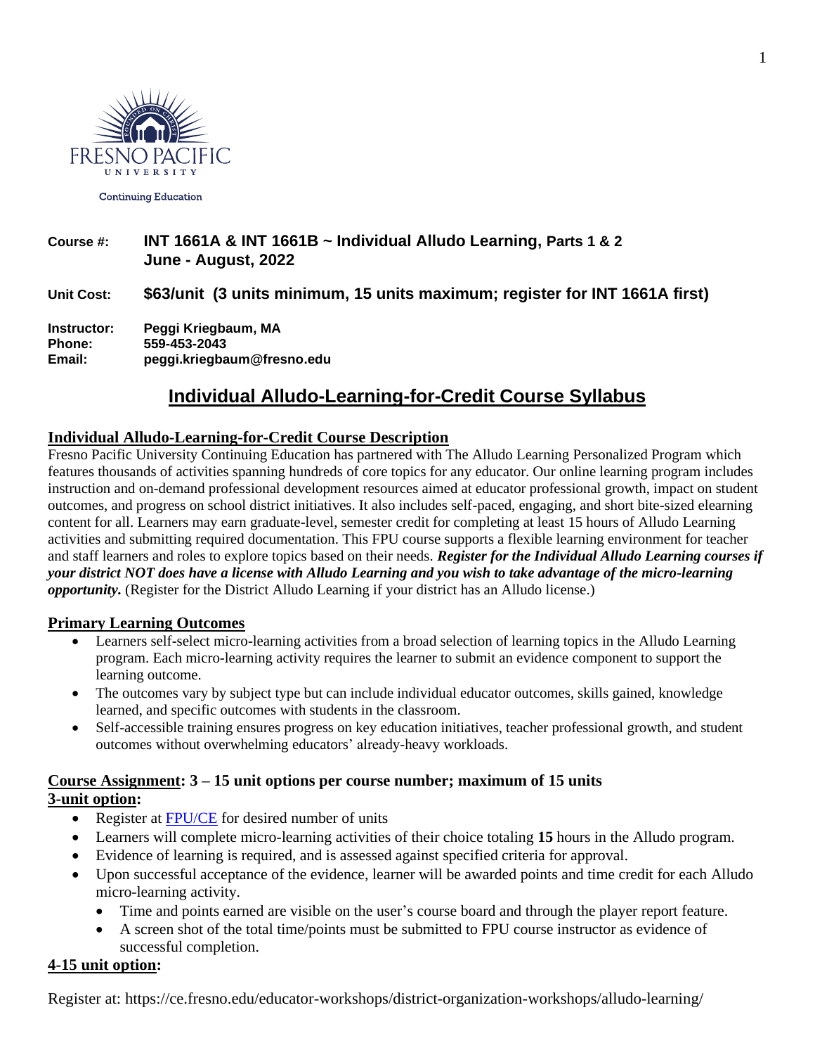Fresno Pacific University

Continuing Education

**Course #:** **INT 1661A & INT 1661B ~ Individual Alludo Learning, Parts 1 & 2**
**June - August, 2022**

**Unit Cost:** **$63/unit (3 units minimum, 15 units maximum; register for INT 1661A first)**

**Instructor:** **Peggi Kriegbaum, MA**
**Phone:** **559-453-2043**
**Email:** **peggi.kriegbaum@fresno.edu**

# Individual Alludo-Learning-for-Credit Course Syllabus

## Individual Alludo-Learning-for-Credit Course Description

Fresno Pacific University Continuing Education has partnered with The Alludo Learning Personalized Program which features thousands of activities spanning hundreds of core topics for any educator. Our online learning program includes instruction and on-demand professional development resources aimed at educator professional growth, impact on student outcomes, and progress on school district initiatives. It also includes self-paced, engaging, and short bite-sized elearning content for all. Learners may earn graduate-level, semester credit for completing at least 15 hours of Alludo Learning activities and submitting required documentation. This FPU course supports a flexible learning environment for teacher and staff learners and roles to explore topics based on their needs. ***Register for the Individual Alludo Learning courses if your district NOT does have a license with Alludo Learning and you wish to take advantage of the micro-learning opportunity.*** (Register for the District Alludo Learning if your district has an Alludo license.)

## Primary Learning Outcomes

- Learners self-select micro-learning activities from a broad selection of learning topics in the Alludo Learning program. Each micro-learning activity requires the learner to submit an evidence component to support the learning outcome.
- The outcomes vary by subject type but can include individual educator outcomes, skills gained, knowledge learned, and specific outcomes with students in the classroom.
- Self-accessible training ensures progress on key education initiatives, teacher professional growth, and student outcomes without overwhelming educators' already-heavy workloads.

## Course Assignment: 3 – 15 unit options per course number; maximum of 15 units

### 3-unit option:

- Register at FPU/CE for desired number of units
- Learners will complete micro-learning activities of their choice totaling **15** hours in the Alludo program.
- Evidence of learning is required, and is assessed against specified criteria for approval.
- Upon successful acceptance of the evidence, learner will be awarded points and time credit for each Alludo micro-learning activity.
  - Time and points earned are visible on the user's course board and through the player report feature.
  - A screen shot of the total time/points must be submitted to FPU course instructor as evidence of successful completion.

### 4-15 unit option:

Register at: https://ce.fresno.edu/educator-workshops/district-organization-workshops/alludo-learning/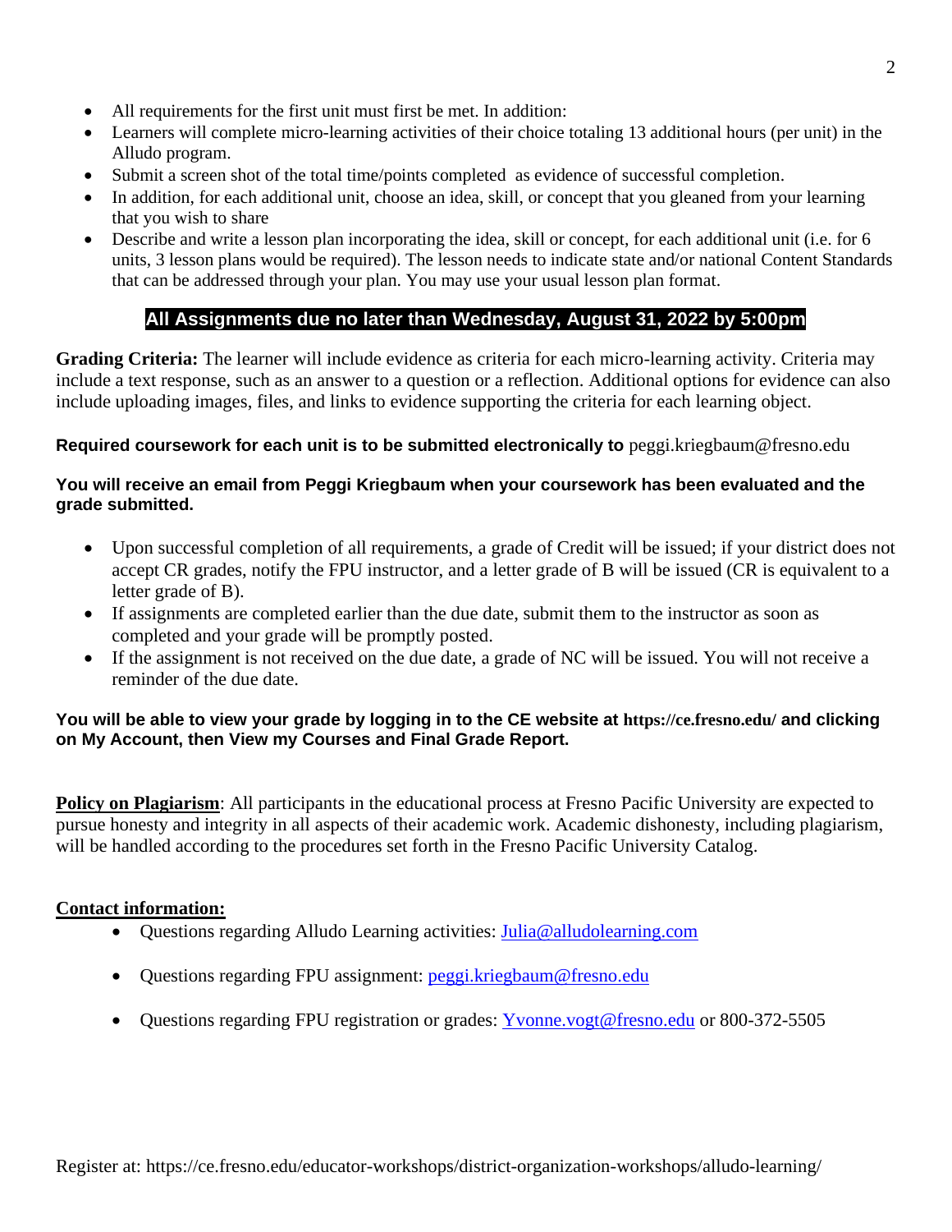- All requirements for the first unit must first be met. In addition:
- Learners will complete micro-learning activities of their choice totaling 13 additional hours (per unit) in the Alludo program.
- Submit a screen shot of the total time/points completed as evidence of successful completion.
- In addition, for each additional unit, choose an idea, skill, or concept that you gleaned from your learning that you wish to share
- Describe and write a lesson plan incorporating the idea, skill or concept, for each additional unit (i.e. for 6 units, 3 lesson plans would be required). The lesson needs to indicate state and/or national Content Standards that can be addressed through your plan. You may use your usual lesson plan format.

**All Assignments due no later than Wednesday, August 31, 2022 by 5:00pm**

**Grading Criteria:** The learner will include evidence as criteria for each micro-learning activity. Criteria may include a text response, such as an answer to a question or a reflection. Additional options for evidence can also include uploading images, files, and links to evidence supporting the criteria for each learning object.

**Required coursework for each unit is to be submitted electronically to** peggi.kriegbaum@fresno.edu

**You will receive an email from Peggi Kriegbaum when your coursework has been evaluated and the grade submitted.**

- Upon successful completion of all requirements, a grade of Credit will be issued; if your district does not accept CR grades, notify the FPU instructor, and a letter grade of B will be issued (CR is equivalent to a letter grade of B).
- If assignments are completed earlier than the due date, submit them to the instructor as soon as completed and your grade will be promptly posted.
- If the assignment is not received on the due date, a grade of NC will be issued. You will not receive a reminder of the due date.

**You will be able to view your grade by logging in to the CE website at https://ce.fresno.edu/ and clicking on My Account, then View my Courses and Final Grade Report.**

**Policy on Plagiarism**: All participants in the educational process at Fresno Pacific University are expected to pursue honesty and integrity in all aspects of their academic work. Academic dishonesty, including plagiarism, will be handled according to the procedures set forth in the Fresno Pacific University Catalog.

**Contact information:**

- Questions regarding Alludo Learning activities: Julia@alludolearning.com
- Questions regarding FPU assignment: peggi.kriegbaum@fresno.edu
- Questions regarding FPU registration or grades: Yvonne.vogt@fresno.edu or 800-372-5505

Register at: https://ce.fresno.edu/educator-workshops/district-organization-workshops/alludo-learning/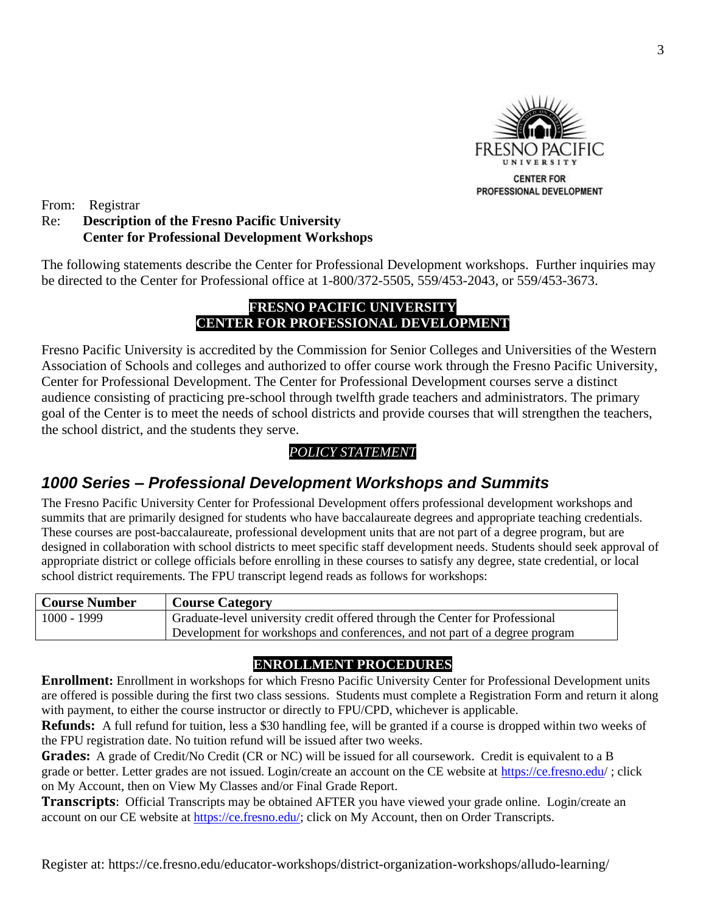FRESNO PACIFIC UNIVERSITY

CENTER FOR PROFESSIONAL DEVELOPMENT

From: Registrar

Re: **Description of the Fresno Pacific University Center for Professional Development Workshops**

The following statements describe the Center for Professional Development workshops. Further inquiries may be directed to the Center for Professional office at 1-800/372-5505, 559/453-2043, or 559/453-3673.

**FRESNO PACIFIC UNIVERSITY**
**CENTER FOR PROFESSIONAL DEVELOPMENT**

Fresno Pacific University is accredited by the Commission for Senior Colleges and Universities of the Western Association of Schools and colleges and authorized to offer course work through the Fresno Pacific University, Center for Professional Development. The Center for Professional Development courses serve a distinct audience consisting of practicing pre-school through twelfth grade teachers and administrators. The primary goal of the Center is to meet the needs of school districts and provide courses that will strengthen the teachers, the school district, and the students they serve.

*POLICY STATEMENT*

## *1000 Series – Professional Development Workshops and Summits*

The Fresno Pacific University Center for Professional Development offers professional development workshops and summits that are primarily designed for students who have baccalaureate degrees and appropriate teaching credentials. These courses are post-baccalaureate, professional development units that are not part of a degree program, but are designed in collaboration with school districts to meet specific staff development needs. Students should seek approval of appropriate district or college officials before enrolling in these courses to satisfy any degree, state credential, or local school district requirements. The FPU transcript legend reads as follows for workshops:

| Course Number | Course Category |
|---|---|
| 1000 - 1999 | Graduate-level university credit offered through the Center for Professional Development for workshops and conferences, and not part of a degree program |

**ENROLLMENT PROCEDURES**

**Enrollment:** Enrollment in workshops for which Fresno Pacific University Center for Professional Development units are offered is possible during the first two class sessions. Students must complete a Registration Form and return it along with payment, to either the course instructor or directly to FPU/CPD, whichever is applicable.

**Refunds:** A full refund for tuition, less a $30 handling fee, will be granted if a course is dropped within two weeks of the FPU registration date. No tuition refund will be issued after two weeks.

**Grades:** A grade of Credit/No Credit (CR or NC) will be issued for all coursework. Credit is equivalent to a B grade or better. Letter grades are not issued. Login/create an account on the CE website at https://ce.fresno.edu/ ; click on My Account, then on View My Classes and/or Final Grade Report.

**Transcripts**: Official Transcripts may be obtained AFTER you have viewed your grade online. Login/create an account on our CE website at https://ce.fresno.edu/; click on My Account, then on Order Transcripts.

Register at: https://ce.fresno.edu/educator-workshops/district-organization-workshops/alludo-learning/